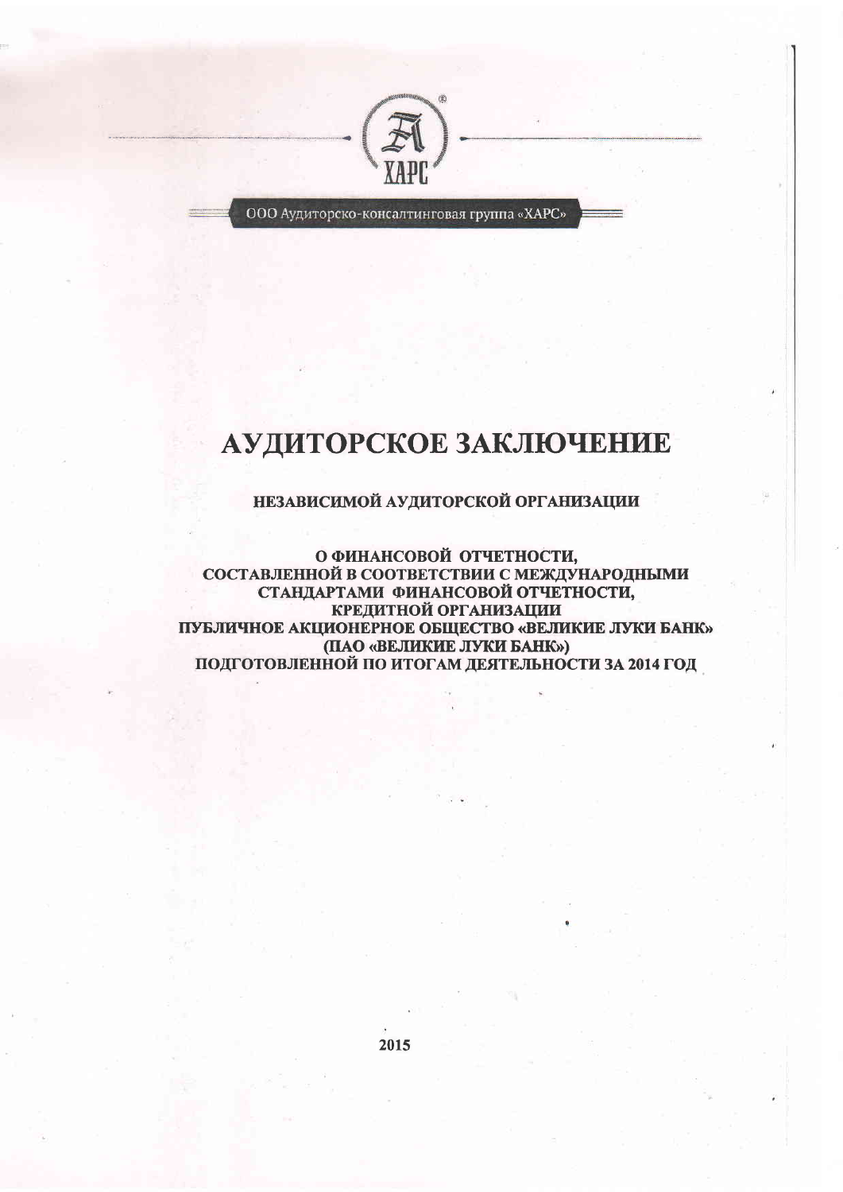ООО Аудиторско-консалтинговая группа «ХАРС»

# АУДИТОРСКОЕ ЗАКЛЮЧЕНИЕ

**НЕЗАВИСИМОЙ АУДИТОРСКОЙ ОРГАНИЗАЦИИ**

**О ФИНАНСОВОЙ ОТЧЕТНОСТИ,
СОСТАВЛЕННОЙ В СООТВЕТСТВИИ С МЕЖДУНАРОДНЫМИ
СТАНДАРТАМИ ФИНАНСОВОЙ ОТЧЕТНОСТИ,
КРЕДИТНОЙ ОРГАНИЗАЦИИ
ПУБЛИЧНОЕ АКЦИОНЕРНОЕ ОБЩЕСТВО «ВЕЛИКИЕ ЛУКИ БАНК»
(ПАО «ВЕЛИКИЕ ЛУКИ БАНК»)
ПОДГОТОВЛЕННОЙ ПО ИТОГАМ ДЕЯТЕЛЬНОСТИ ЗА 2014 ГОД**

**2015**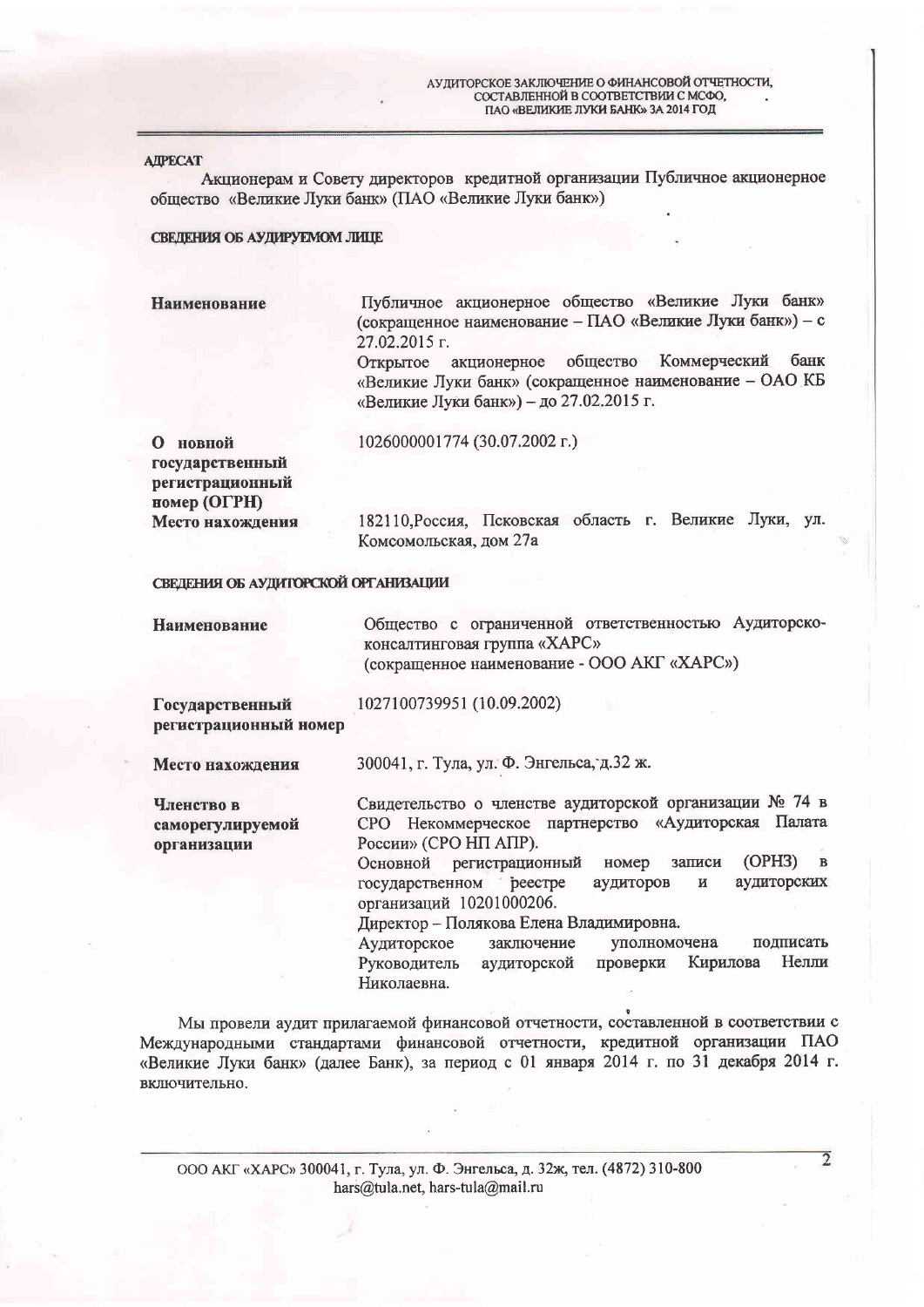АУДИТОРСКОЕ ЗАКЛЮЧЕНИЕ О ФИНАНСОВОЙ ОТЧЕТНОСТИ, СОСТАВЛЕННОЙ В СООТВЕТСТВИИ С МСФО, ПАО «ВЕЛИКИЕ ЛУКИ БАНК» ЗА 2014 ГОД

## АДРЕСАТ

Акционерам и Совету директоров кредитной организации Публичное акционерное общество «Великие Луки банк» (ПАО «Великие Луки банк»)

## СВЕДЕНИЯ ОБ АУДИРУЕМОМ ЛИЦЕ

| | |
|---|---|
| **Наименование** | Публичное акционерное общество «Великие Луки банк» (сокращенное наименование – ПАО «Великие Луки банк») – с 27.02.2015 г.<br>Открытое акционерное общество Коммерческий банк «Великие Луки банк» (сокращенное наименование – ОАО КБ «Великие Луки банк») – до 27.02.2015 г. |
| **О новой государственный регистрационный номер (ОГРН)** | 1026000001774 (30.07.2002 г.) |
| **Место нахождения** | 182110,Россия, Псковская область г. Великие Луки, ул. Комсомольская, дом 27а |

## СВЕДЕНИЯ ОБ АУДИТОРСКОЙ ОРГАНИЗАЦИИ

| | |
|---|---|
| **Наименование** | Общество с ограниченной ответственностью Аудиторско-консалтинговая группа «ХАРС»<br>(сокращенное наименование - ООО АКГ «ХАРС») |
| **Государственный регистрационный номер** | 1027100739951 (10.09.2002) |
| **Место нахождения** | 300041, г. Тула, ул. Ф. Энгельса, д.32 ж. |
| **Членство в саморегулируемой организации** | Свидетельство о членстве аудиторской организации № 74 в СРО Некоммерческое партнерство «Аудиторская Палата России» (СРО НП АПР).<br>Основной регистрационный номер записи (ОРНЗ) в государственном реестре аудиторов и аудиторских организаций 10201000206.<br>Директор – Полякова Елена Владимировна.<br>Аудиторское заключение уполномочена подписать Руководитель аудиторской проверки Кирилова Нелли Николаевна. |

Мы провели аудит прилагаемой финансовой отчетности, составленной в соответствии с Международными стандартами финансовой отчетности, кредитной организации ПАО «Великие Луки банк» (далее Банк), за период с 01 января 2014 г. по 31 декабря 2014 г. включительно.

ООО АКГ «ХАРС» 300041, г. Тула, ул. Ф. Энгельса, д. 32ж, тел. (4872) 310-800
hars@tula.net, hars-tula@mail.ru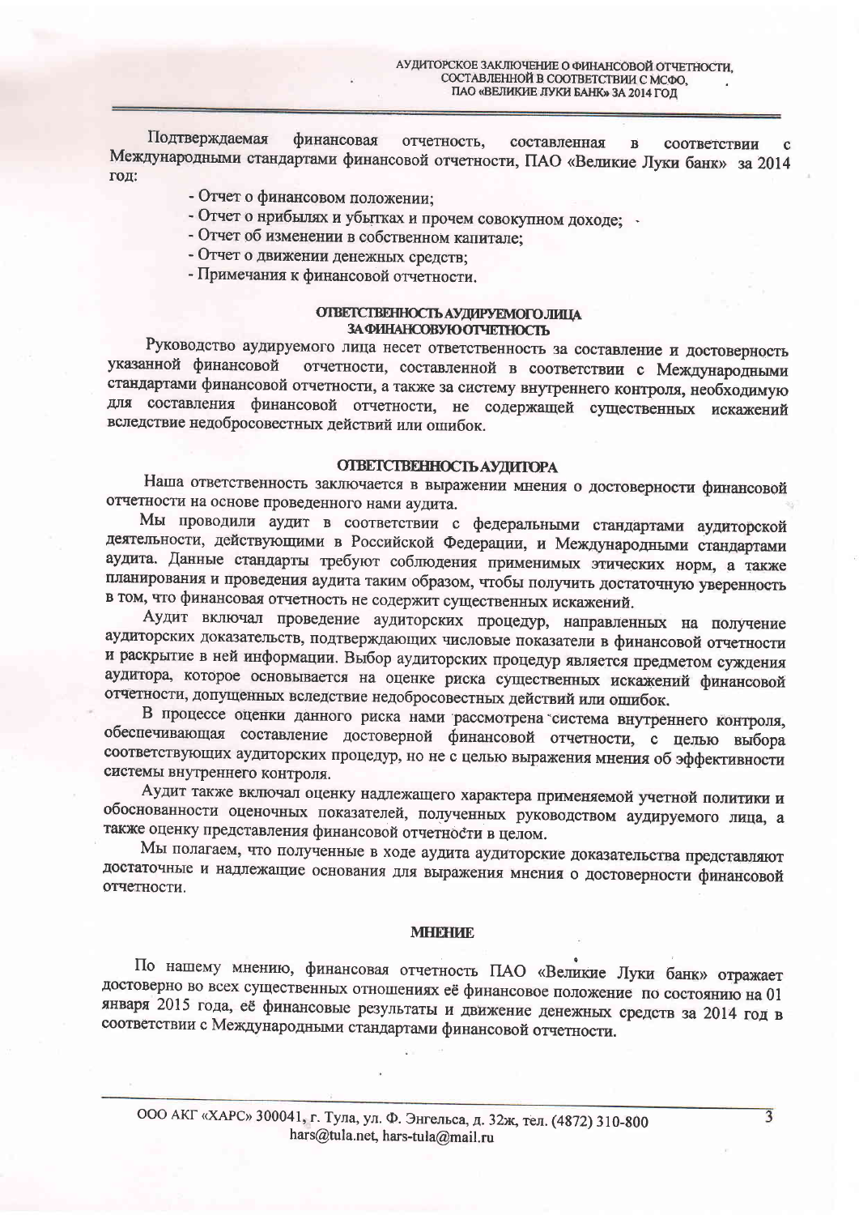Подтверждаемая финансовая отчетность, составленная в соответствии с Международными стандартами финансовой отчетности, ПАО «Великие Луки банк» за 2014 год:

- Отчет о финансовом положении;
- Отчет о прибылях и убытках и прочем совокупном доходе;
- Отчет об изменении в собственном капитале;
- Отчет о движении денежных средств;
- Примечания к финансовой отчетности.

## ОТВЕТСТВЕННОСТЬ АУДИРУЕМОГО ЛИЦА ЗА ФИНАНСОВУЮ ОТЧЕТНОСТЬ

Руководство аудируемого лица несет ответственность за составление и достоверность указанной финансовой отчетности, составленной в соответствии с Международными стандартами финансовой отчетности, а также за систему внутреннего контроля, необходимую для составления финансовой отчетности, не содержащей существенных искажений вследствие недобросовестных действий или ошибок.

## ОТВЕТСТВЕННОСТЬ АУДИТОРА

Наша ответственность заключается в выражении мнения о достоверности финансовой отчетности на основе проведенного нами аудита.

Мы проводили аудит в соответствии с федеральными стандартами аудиторской деятельности, действующими в Российской Федерации, и Международными стандартами аудита. Данные стандарты требуют соблюдения применимых этических норм, а также планирования и проведения аудита таким образом, чтобы получить достаточную уверенность в том, что финансовая отчетность не содержит существенных искажений.

Аудит включал проведение аудиторских процедур, направленных на получение аудиторских доказательств, подтверждающих числовые показатели в финансовой отчетности и раскрытие в ней информации. Выбор аудиторских процедур является предметом суждения аудитора, которое основывается на оценке риска существенных искажений финансовой отчетности, допущенных вследствие недобросовестных действий или ошибок.

В процессе оценки данного риска нами рассмотрена система внутреннего контроля, обеспечивающая составление достоверной финансовой отчетности, с целью выбора соответствующих аудиторских процедур, но не с целью выражения мнения об эффективности системы внутреннего контроля.

Аудит также включал оценку надлежащего характера применяемой учетной политики и обоснованности оценочных показателей, полученных руководством аудируемого лица, а также оценку представления финансовой отчетности в целом.

Мы полагаем, что полученные в ходе аудита аудиторские доказательства представляют достаточные и надлежащие основания для выражения мнения о достоверности финансовой отчетности.

## МНЕНИЕ

По нашему мнению, финансовая отчетность ПАО «Великие Луки банк» отражает достоверно во всех существенных отношениях её финансовое положение по состоянию на 01 января 2015 года, её финансовые результаты и движение денежных средств за 2014 год в соответствии с Международными стандартами финансовой отчетности.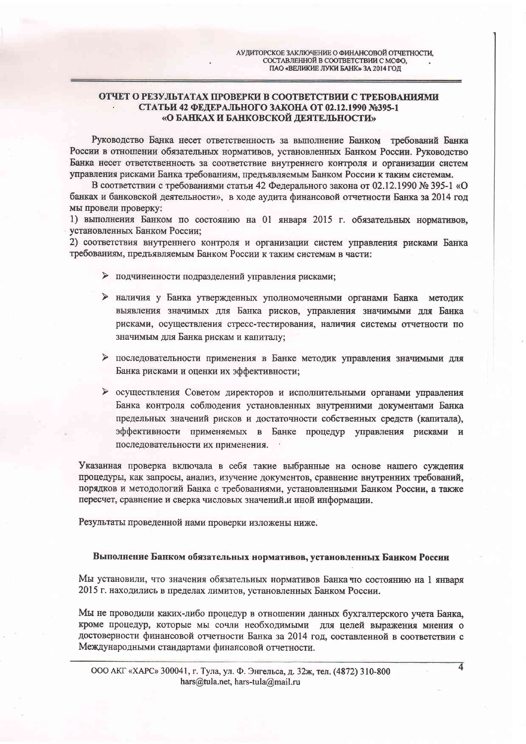## ОТЧЕТ О РЕЗУЛЬТАТАХ ПРОВЕРКИ В СООТВЕТСТВИИ С ТРЕБОВАНИЯМИ СТАТЬИ 42 ФЕДЕРАЛЬНОГО ЗАКОНА ОТ 02.12.1990 №395-1 «О БАНКАХ И БАНКОВСКОЙ ДЕЯТЕЛЬНОСТИ»

Руководство Банка несет ответственность за выполнение Банком требований Банка России в отношении обязательных нормативов, установленных Банком России. Руководство Банка несет ответственность за соответствие внутреннего контроля и организации систем управления рисками Банка требованиям, предъявляемым Банком России к таким системам.

В соответствии с требованиями статьи 42 Федерального закона от 02.12.1990 № 395-1 «О банках и банковской деятельности», в ходе аудита финансовой отчетности Банка за 2014 год мы провели проверку:

1) выполнения Банком по состоянию на 01 января 2015 г. обязательных нормативов, установленных Банком России;

2) соответствия внутреннего контроля и организации систем управления рисками Банка требованиям, предъявляемым Банком России к таким системам в части:

- подчиненности подразделений управления рисками;
- наличия у Банка утвержденных уполномоченными органами Банка методик выявления значимых для Банка рисков, управления значимыми для Банка рисками, осуществления стресс-тестирования, наличия системы отчетности по значимым для Банка рискам и капиталу;
- последовательности применения в Банке методик управления значимыми для Банка рисками и оценки их эффективности;
- осуществления Советом директоров и исполнительными органами управления Банка контроля соблюдения установленных внутренними документами Банка предельных значений рисков и достаточности собственных средств (капитала), эффективности применяемых в Банке процедур управления рисками и последовательности их применения.

Указанная проверка включала в себя такие выбранные на основе нашего суждения процедуры, как запросы, анализ, изучение документов, сравнение внутренних требований, порядков и методологий Банка с требованиями, установленными Банком России, а также пересчет, сравнение и сверка числовых значений и иной информации.

Результаты проведенной нами проверки изложены ниже.

### Выполнение Банком обязательных нормативов, установленных Банком России

Мы установили, что значения обязательных нормативов Банка по состоянию на 1 января 2015 г. находились в пределах лимитов, установленных Банком России.

Мы не проводили каких-либо процедур в отношении данных бухгалтерского учета Банка, кроме процедур, которые мы сочли необходимыми для целей выражения мнения о достоверности финансовой отчетности Банка за 2014 год, составленной в соответствии с Международными стандартами финансовой отчетности.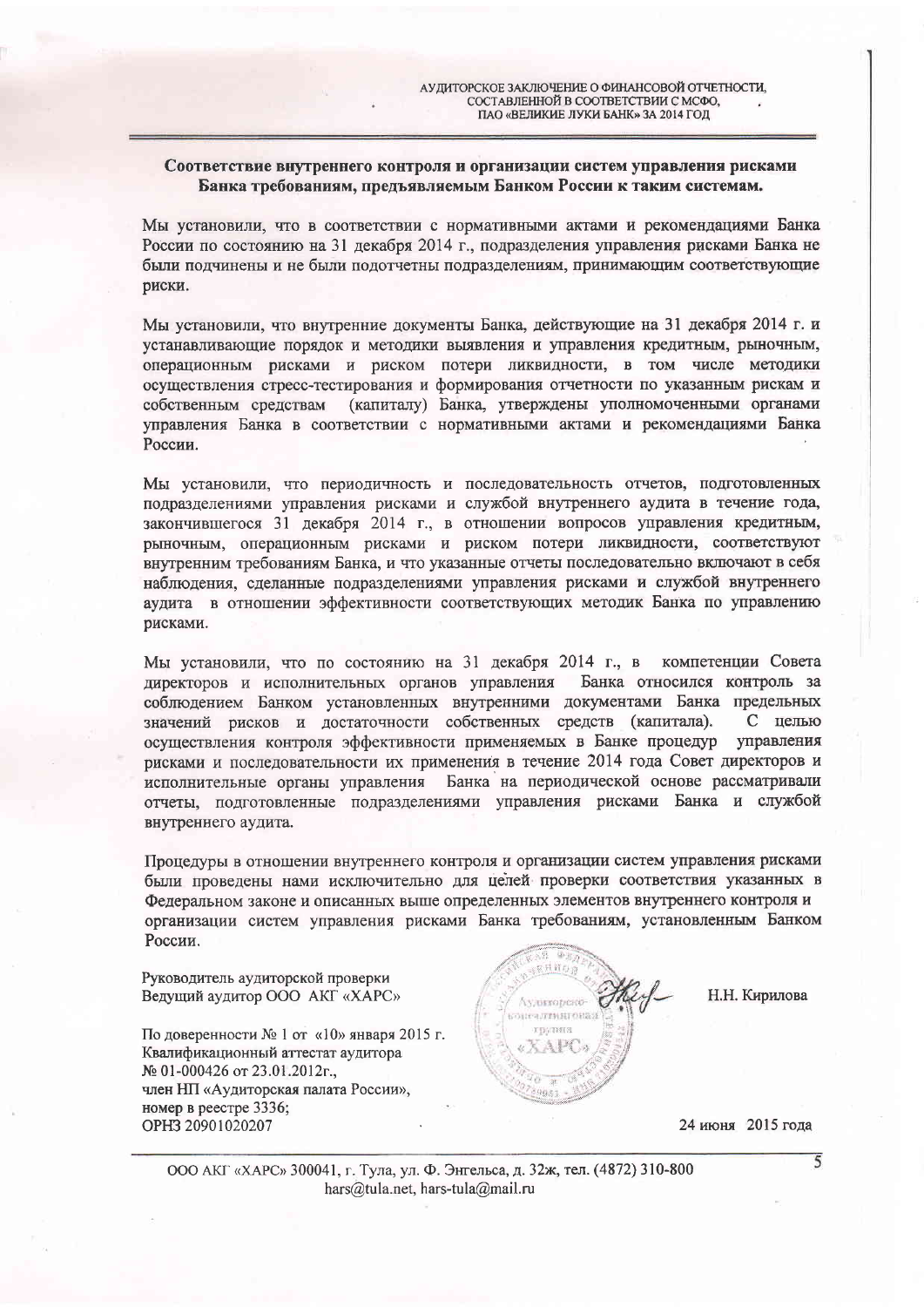**Соответствие внутреннего контроля и организации систем управления рисками Банка требованиям, предъявляемым Банком России к таким системам.**

Мы установили, что в соответствии с нормативными актами и рекомендациями Банка России по состоянию на 31 декабря 2014 г., подразделения управления рисками Банка не были подчинены и не были подотчетны подразделениям, принимающим соответствующие риски.

Мы установили, что внутренние документы Банка, действующие на 31 декабря 2014 г. и устанавливающие порядок и методики выявления и управления кредитным, рыночным, операционным рисками и риском потери ликвидности, в том числе методики осуществления стресс-тестирования и формирования отчетности по указанным рискам и собственным средствам (капиталу) Банка, утверждены уполномоченными органами управления Банка в соответствии с нормативными актами и рекомендациями Банка России.

Мы установили, что периодичность и последовательность отчетов, подготовленных подразделениями управления рисками и службой внутреннего аудита в течение года, закончившегося 31 декабря 2014 г., в отношении вопросов управления кредитным, рыночным, операционным рисками и риском потери ликвидности, соответствуют внутренним требованиям Банка, и что указанные отчеты последовательно включают в себя наблюдения, сделанные подразделениями управления рисками и службой внутреннего аудита в отношении эффективности соответствующих методик Банка по управлению рисками.

Мы установили, что по состоянию на 31 декабря 2014 г., в компетенции Совета директоров и исполнительных органов управления Банка относился контроль за соблюдением Банком установленных внутренними документами Банка предельных значений рисков и достаточности собственных средств (капитала). С целью осуществления контроля эффективности применяемых в Банке процедур управления рисками и последовательности их применения в течение 2014 года Совет директоров и исполнительные органы управления Банка на периодической основе рассматривали отчеты, подготовленные подразделениями управления рисками Банка и службой внутреннего аудита.

Процедуры в отношении внутреннего контроля и организации систем управления рисками были проведены нами исключительно для целей проверки соответствия указанных в Федеральном законе и описанных выше определенных элементов внутреннего контроля и организации систем управления рисками Банка требованиям, установленным Банком России.

Руководитель аудиторской проверки
Ведущий аудитор ООО АКГ «ХАРС»

Н.Н. Кирилова

По доверенности № 1 от «10» января 2015 г.
Квалификационный аттестат аудитора
№ 01-000426 от 23.01.2012г.,
член НП «Аудиторская палата России»,
номер в реестре 3336;
ОРНЗ 20901020207

24 июня 2015 года

ООО АКГ «ХАРС» 300041, г. Тула, ул. Ф. Энгельса, д. 32ж, тел. (4872) 310-800
hars@tula.net, hars-tula@mail.ru